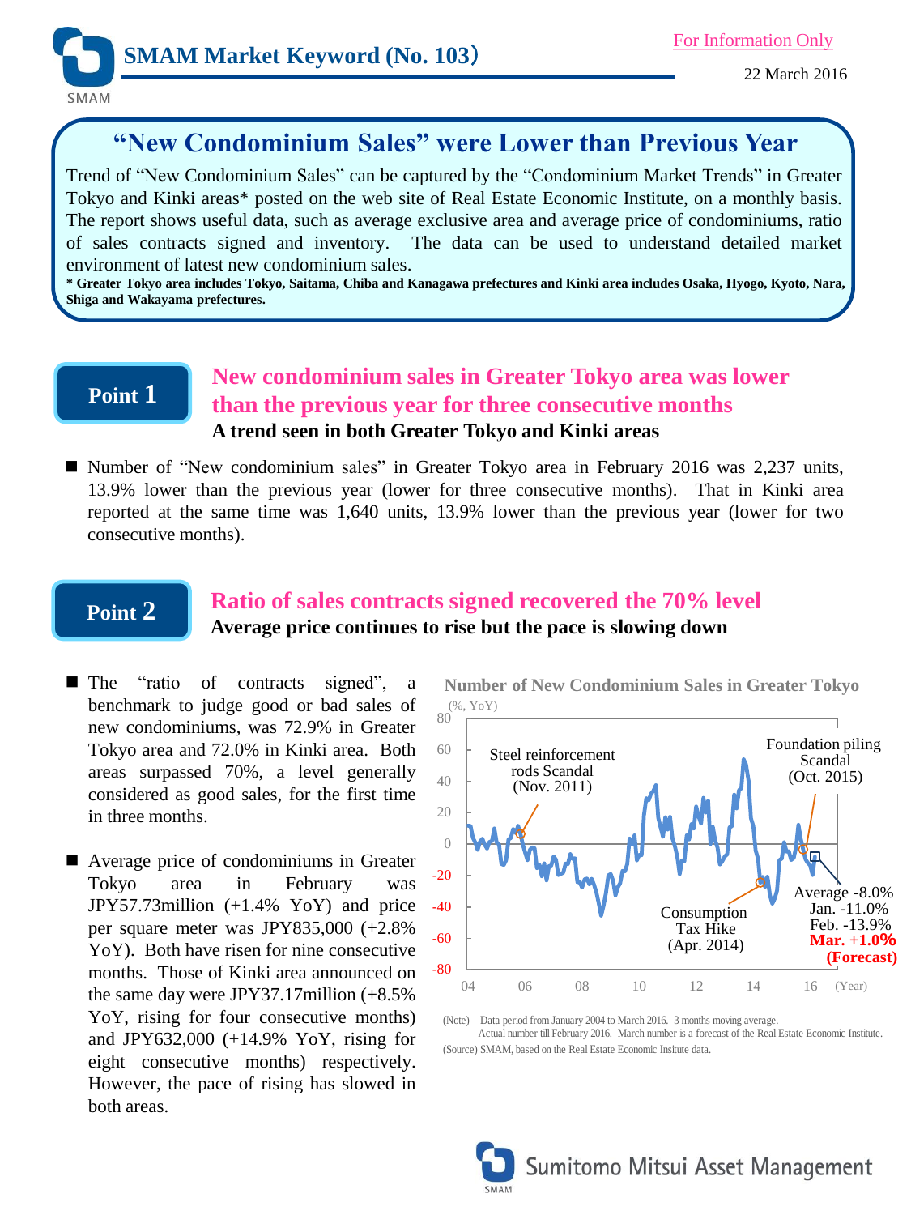# SMAM Market Keyword (No. 103)

For Information Only

22 March 2016

## "New Condominium Sales" were Lower than Previous Year

Trend of "New Condominium Sales" can be captured by the "Condominium Market Trends" in Greater Tokyo and Kinki areas* posted on the web site of Real Estate Economic Institute, on a monthly basis. The report shows useful data, such as average exclusive area and average price of condominiums, ratio of sales contracts signed and inventory. The data can be used to understand detailed market environment of latest new condominium sales.

**\* Greater Tokyo area includes Tokyo, Saitama, Chiba and Kanagawa prefectures and Kinki area includes Osaka, Hyogo, Kyoto, Nara, Shiga and Wakayama prefectures.**

## Point 1

### New condominium sales in Greater Tokyo area was lower than the previous year for three consecutive months

**A trend seen in both Greater Tokyo and Kinki areas**

- Number of "New condominium sales" in Greater Tokyo area in February 2016 was 2,237 units, 13.9% lower than the previous year (lower for three consecutive months). That in Kinki area reported at the same time was 1,640 units, 13.9% lower than the previous year (lower for two consecutive months).

## Point 2

### Ratio of sales contracts signed recovered the 70% level

**Average price continues to rise but the pace is slowing down**

- The "ratio of contracts signed", a benchmark to judge good or bad sales of new condominiums, was 72.9% in Greater Tokyo area and 72.0% in Kinki area. Both areas surpassed 70%, a level generally considered as good sales, for the first time in three months.

- Average price of condominiums in Greater Tokyo area in February was JPY57.73million (+1.4% YoY) and price per square meter was JPY835,000 (+2.8% YoY). Both have risen for nine consecutive months. Those of Kinki area announced on the same day were JPY37.17million (+8.5% YoY, rising for four consecutive months) and JPY632,000 (+14.9% YoY, rising for eight consecutive months) respectively. However, the pace of rising has slowed in both areas.

**Number of New Condominium Sales in Greater Tokyo**

(%, YoY)

Chart annotations: Steel reinforcement rods Scandal (Nov. 2011); Foundation piling Scandal (Oct. 2015); Consumption Tax Hike (Apr. 2014); Average -8.0%, Jan. -11.0%, Feb. -13.9%, **Mar. +1.0% (Forecast)**

(Note) Data period from January 2004 to March 2016. 3 months moving average. Actual number till February 2016. March number is a forecast of the Real Estate Economic Institute.

(Source) SMAM, based on the Real Estate Economic Insitute data.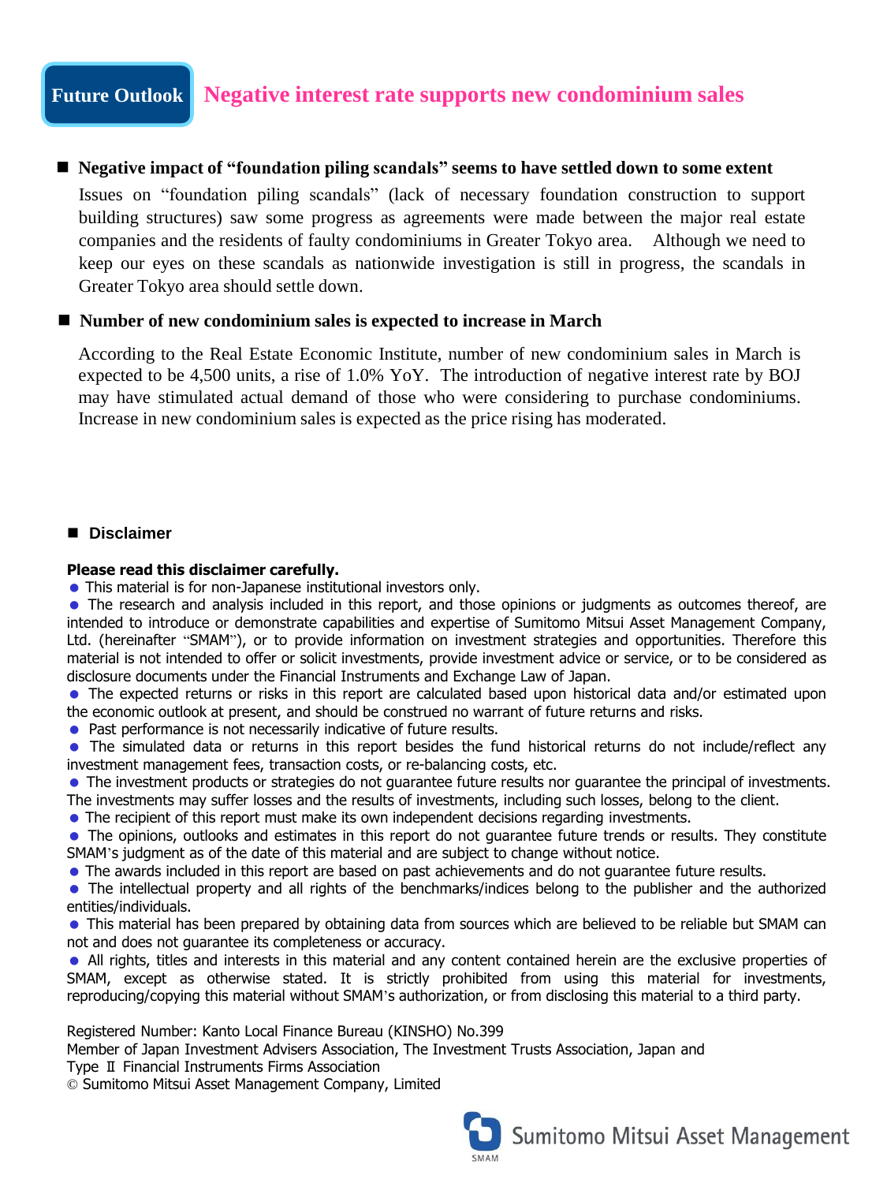## Future Outlook Negative interest rate supports new condominium sales

■ **Negative impact of "foundation piling scandals" seems to have settled down to some extent**

Issues on "foundation piling scandals" (lack of necessary foundation construction to support building structures) saw some progress as agreements were made between the major real estate companies and the residents of faulty condominiums in Greater Tokyo area. Although we need to keep our eyes on these scandals as nationwide investigation is still in progress, the scandals in Greater Tokyo area should settle down.

■ **Number of new condominium sales is expected to increase in March**

According to the Real Estate Economic Institute, number of new condominium sales in March is expected to be 4,500 units, a rise of 1.0% YoY. The introduction of negative interest rate by BOJ may have stimulated actual demand of those who were considering to purchase condominiums. Increase in new condominium sales is expected as the price rising has moderated.

■ **Disclaimer**

**Please read this disclaimer carefully.**

- This material is for non-Japanese institutional investors only.
- The research and analysis included in this report, and those opinions or judgments as outcomes thereof, are intended to introduce or demonstrate capabilities and expertise of Sumitomo Mitsui Asset Management Company, Ltd. (hereinafter "SMAM"), or to provide information on investment strategies and opportunities. Therefore this material is not intended to offer or solicit investments, provide investment advice or service, or to be considered as disclosure documents under the Financial Instruments and Exchange Law of Japan.
- The expected returns or risks in this report are calculated based upon historical data and/or estimated upon the economic outlook at present, and should be construed no warrant of future returns and risks.
- Past performance is not necessarily indicative of future results.
- The simulated data or returns in this report besides the fund historical returns do not include/reflect any investment management fees, transaction costs, or re-balancing costs, etc.
- The investment products or strategies do not guarantee future results nor guarantee the principal of investments. The investments may suffer losses and the results of investments, including such losses, belong to the client.
- The recipient of this report must make its own independent decisions regarding investments.
- The opinions, outlooks and estimates in this report do not guarantee future trends or results. They constitute SMAM's judgment as of the date of this material and are subject to change without notice.
- The awards included in this report are based on past achievements and do not guarantee future results.
- The intellectual property and all rights of the benchmarks/indices belong to the publisher and the authorized entities/individuals.
- This material has been prepared by obtaining data from sources which are believed to be reliable but SMAM can not and does not guarantee its completeness or accuracy.
- All rights, titles and interests in this material and any content contained herein are the exclusive properties of SMAM, except as otherwise stated. It is strictly prohibited from using this material for investments, reproducing/copying this material without SMAM's authorization, or from disclosing this material to a third party.

Registered Number: Kanto Local Finance Bureau (KINSHO) No.399
Member of Japan Investment Advisers Association, The Investment Trusts Association, Japan and Type Ⅱ Financial Instruments Firms Association
© Sumitomo Mitsui Asset Management Company, Limited

Sumitomo Mitsui Asset Management